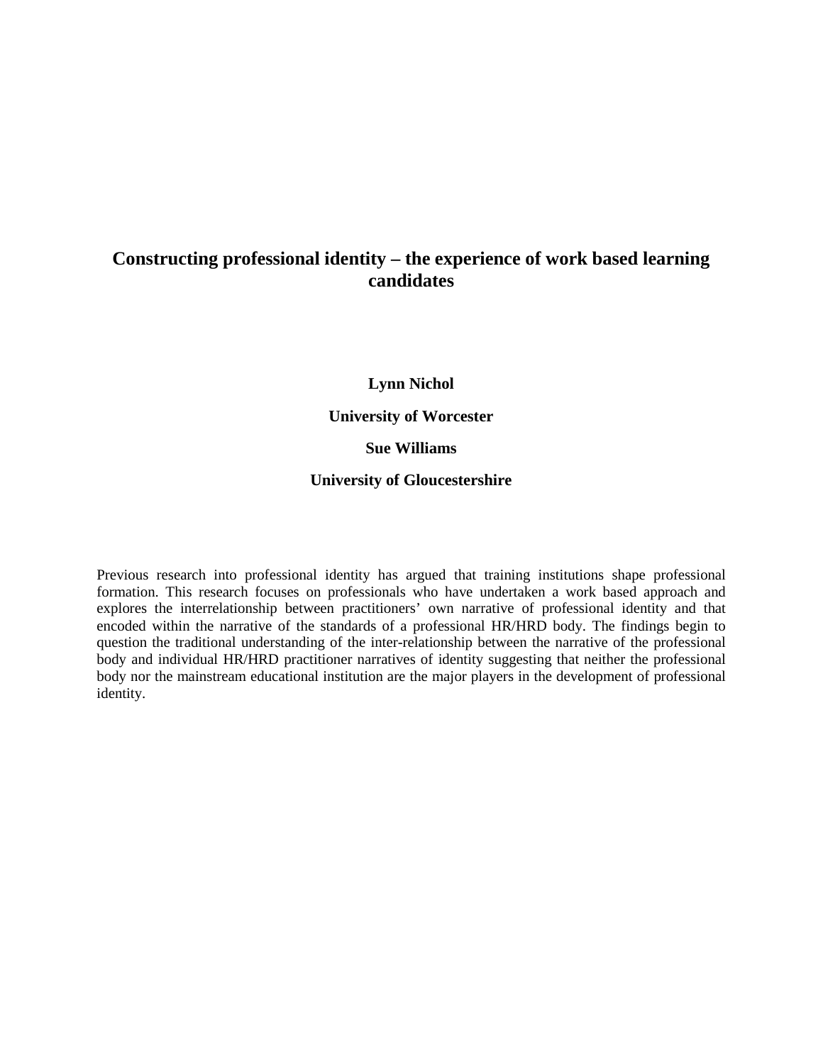# Constructing professional identity – the experience of work based learning candidates

**Lynn Nichol**

**University of Worcester**

**Sue Williams**

**University of Gloucestershire**

Previous research into professional identity has argued that training institutions shape professional formation. This research focuses on professionals who have undertaken a work based approach and explores the interrelationship between practitioners' own narrative of professional identity and that encoded within the narrative of the standards of a professional HR/HRD body. The findings begin to question the traditional understanding of the inter-relationship between the narrative of the professional body and individual HR/HRD practitioner narratives of identity suggesting that neither the professional body nor the mainstream educational institution are the major players in the development of professional identity.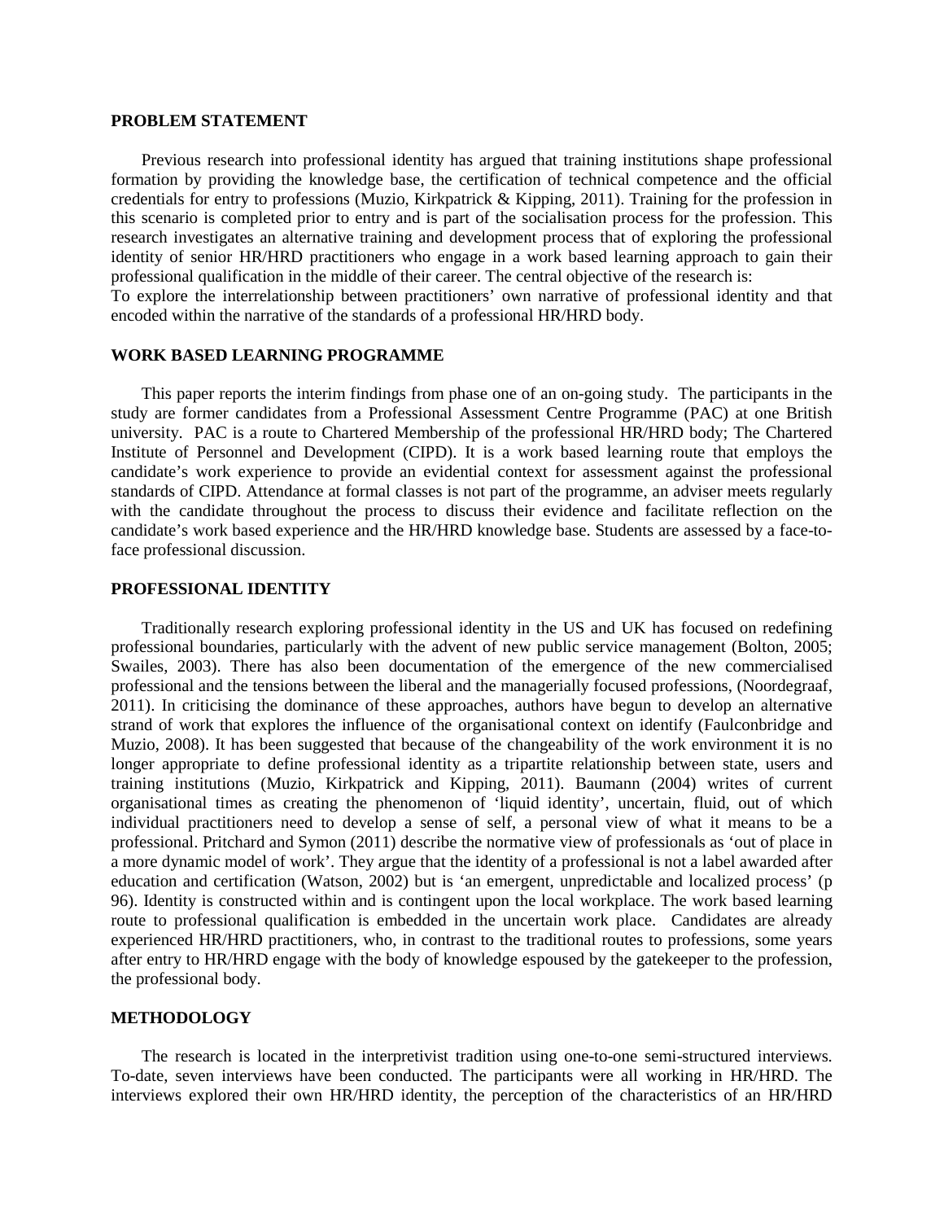## PROBLEM STATEMENT

Previous research into professional identity has argued that training institutions shape professional formation by providing the knowledge base, the certification of technical competence and the official credentials for entry to professions (Muzio, Kirkpatrick & Kipping, 2011). Training for the profession in this scenario is completed prior to entry and is part of the socialisation process for the profession. This research investigates an alternative training and development process that of exploring the professional identity of senior HR/HRD practitioners who engage in a work based learning approach to gain their professional qualification in the middle of their career. The central objective of the research is:
To explore the interrelationship between practitioners' own narrative of professional identity and that encoded within the narrative of the standards of a professional HR/HRD body.

## WORK BASED LEARNING PROGRAMME

This paper reports the interim findings from phase one of an on-going study. The participants in the study are former candidates from a Professional Assessment Centre Programme (PAC) at one British university. PAC is a route to Chartered Membership of the professional HR/HRD body; The Chartered Institute of Personnel and Development (CIPD). It is a work based learning route that employs the candidate's work experience to provide an evidential context for assessment against the professional standards of CIPD. Attendance at formal classes is not part of the programme, an adviser meets regularly with the candidate throughout the process to discuss their evidence and facilitate reflection on the candidate's work based experience and the HR/HRD knowledge base. Students are assessed by a face-to-face professional discussion.

## PROFESSIONAL IDENTITY

Traditionally research exploring professional identity in the US and UK has focused on redefining professional boundaries, particularly with the advent of new public service management (Bolton, 2005; Swailes, 2003). There has also been documentation of the emergence of the new commercialised professional and the tensions between the liberal and the managerially focused professions, (Noordegraaf, 2011). In criticising the dominance of these approaches, authors have begun to develop an alternative strand of work that explores the influence of the organisational context on identify (Faulconbridge and Muzio, 2008). It has been suggested that because of the changeability of the work environment it is no longer appropriate to define professional identity as a tripartite relationship between state, users and training institutions (Muzio, Kirkpatrick and Kipping, 2011). Baumann (2004) writes of current organisational times as creating the phenomenon of 'liquid identity', uncertain, fluid, out of which individual practitioners need to develop a sense of self, a personal view of what it means to be a professional. Pritchard and Symon (2011) describe the normative view of professionals as 'out of place in a more dynamic model of work'. They argue that the identity of a professional is not a label awarded after education and certification (Watson, 2002) but is 'an emergent, unpredictable and localized process' (p 96). Identity is constructed within and is contingent upon the local workplace. The work based learning route to professional qualification is embedded in the uncertain work place. Candidates are already experienced HR/HRD practitioners, who, in contrast to the traditional routes to professions, some years after entry to HR/HRD engage with the body of knowledge espoused by the gatekeeper to the profession, the professional body.

## METHODOLOGY

The research is located in the interpretivist tradition using one-to-one semi-structured interviews. To-date, seven interviews have been conducted. The participants were all working in HR/HRD. The interviews explored their own HR/HRD identity, the perception of the characteristics of an HR/HRD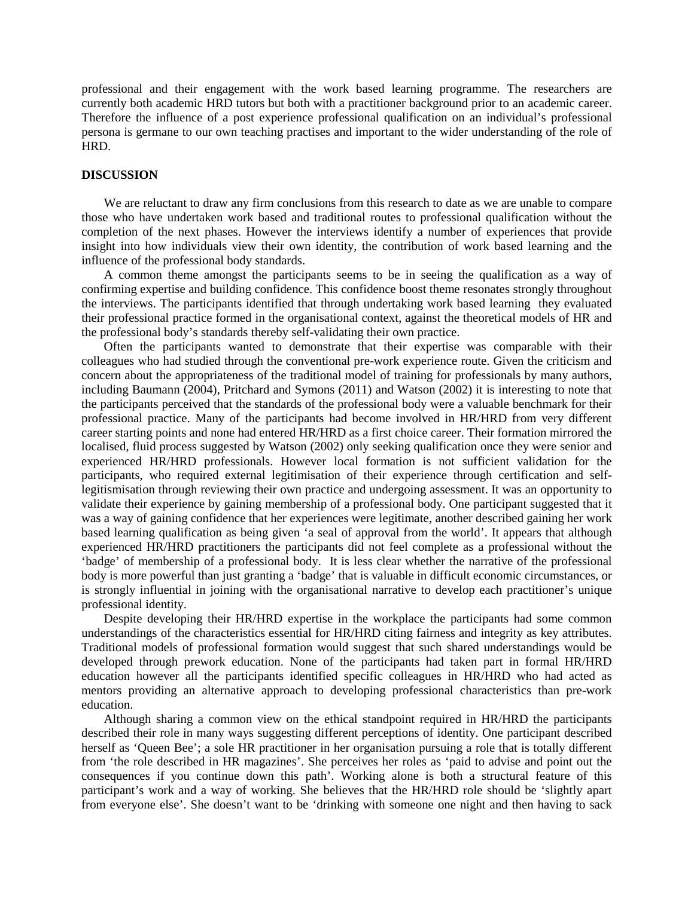professional and their engagement with the work based learning programme. The researchers are currently both academic HRD tutors but both with a practitioner background prior to an academic career. Therefore the influence of a post experience professional qualification on an individual's professional persona is germane to our own teaching practises and important to the wider understanding of the role of HRD.

## DISCUSSION

We are reluctant to draw any firm conclusions from this research to date as we are unable to compare those who have undertaken work based and traditional routes to professional qualification without the completion of the next phases. However the interviews identify a number of experiences that provide insight into how individuals view their own identity, the contribution of work based learning and the influence of the professional body standards.

A common theme amongst the participants seems to be in seeing the qualification as a way of confirming expertise and building confidence. This confidence boost theme resonates strongly throughout the interviews. The participants identified that through undertaking work based learning they evaluated their professional practice formed in the organisational context, against the theoretical models of HR and the professional body's standards thereby self-validating their own practice.

Often the participants wanted to demonstrate that their expertise was comparable with their colleagues who had studied through the conventional pre-work experience route. Given the criticism and concern about the appropriateness of the traditional model of training for professionals by many authors, including Baumann (2004), Pritchard and Symons (2011) and Watson (2002) it is interesting to note that the participants perceived that the standards of the professional body were a valuable benchmark for their professional practice. Many of the participants had become involved in HR/HRD from very different career starting points and none had entered HR/HRD as a first choice career. Their formation mirrored the localised, fluid process suggested by Watson (2002) only seeking qualification once they were senior and experienced HR/HRD professionals. However local formation is not sufficient validation for the participants, who required external legitimisation of their experience through certification and self-legitismisation through reviewing their own practice and undergoing assessment. It was an opportunity to validate their experience by gaining membership of a professional body. One participant suggested that it was a way of gaining confidence that her experiences were legitimate, another described gaining her work based learning qualification as being given 'a seal of approval from the world'. It appears that although experienced HR/HRD practitioners the participants did not feel complete as a professional without the 'badge' of membership of a professional body. It is less clear whether the narrative of the professional body is more powerful than just granting a 'badge' that is valuable in difficult economic circumstances, or is strongly influential in joining with the organisational narrative to develop each practitioner's unique professional identity.

Despite developing their HR/HRD expertise in the workplace the participants had some common understandings of the characteristics essential for HR/HRD citing fairness and integrity as key attributes. Traditional models of professional formation would suggest that such shared understandings would be developed through prework education. None of the participants had taken part in formal HR/HRD education however all the participants identified specific colleagues in HR/HRD who had acted as mentors providing an alternative approach to developing professional characteristics than pre-work education.

Although sharing a common view on the ethical standpoint required in HR/HRD the participants described their role in many ways suggesting different perceptions of identity. One participant described herself as 'Queen Bee'; a sole HR practitioner in her organisation pursuing a role that is totally different from 'the role described in HR magazines'. She perceives her roles as 'paid to advise and point out the consequences if you continue down this path'. Working alone is both a structural feature of this participant's work and a way of working. She believes that the HR/HRD role should be 'slightly apart from everyone else'. She doesn't want to be 'drinking with someone one night and then having to sack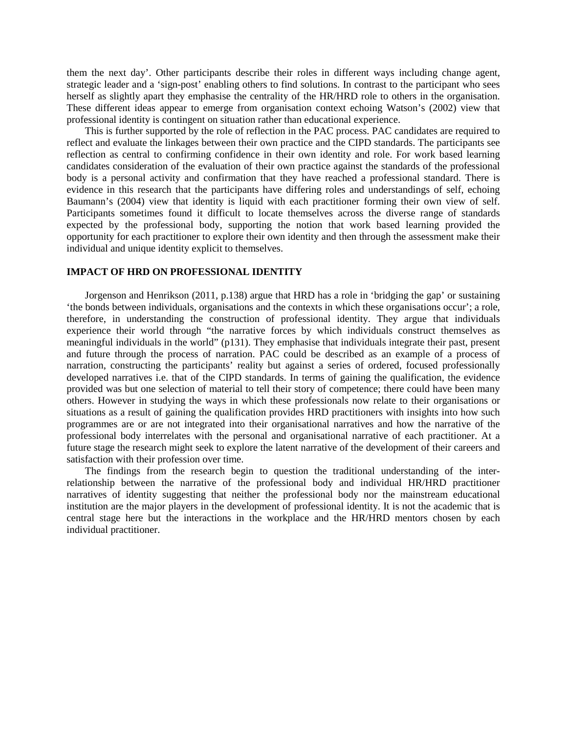them the next day'. Other participants describe their roles in different ways including change agent, strategic leader and a 'sign-post' enabling others to find solutions. In contrast to the participant who sees herself as slightly apart they emphasise the centrality of the HR/HRD role to others in the organisation. These different ideas appear to emerge from organisation context echoing Watson's (2002) view that professional identity is contingent on situation rather than educational experience.

This is further supported by the role of reflection in the PAC process. PAC candidates are required to reflect and evaluate the linkages between their own practice and the CIPD standards. The participants see reflection as central to confirming confidence in their own identity and role. For work based learning candidates consideration of the evaluation of their own practice against the standards of the professional body is a personal activity and confirmation that they have reached a professional standard. There is evidence in this research that the participants have differing roles and understandings of self, echoing Baumann's (2004) view that identity is liquid with each practitioner forming their own view of self. Participants sometimes found it difficult to locate themselves across the diverse range of standards expected by the professional body, supporting the notion that work based learning provided the opportunity for each practitioner to explore their own identity and then through the assessment make their individual and unique identity explicit to themselves.

## IMPACT OF HRD ON PROFESSIONAL IDENTITY

Jorgenson and Henrikson (2011, p.138) argue that HRD has a role in 'bridging the gap' or sustaining 'the bonds between individuals, organisations and the contexts in which these organisations occur'; a role, therefore, in understanding the construction of professional identity. They argue that individuals experience their world through "the narrative forces by which individuals construct themselves as meaningful individuals in the world" (p131). They emphasise that individuals integrate their past, present and future through the process of narration. PAC could be described as an example of a process of narration, constructing the participants' reality but against a series of ordered, focused professionally developed narratives i.e. that of the CIPD standards. In terms of gaining the qualification, the evidence provided was but one selection of material to tell their story of competence; there could have been many others. However in studying the ways in which these professionals now relate to their organisations or situations as a result of gaining the qualification provides HRD practitioners with insights into how such programmes are or are not integrated into their organisational narratives and how the narrative of the professional body interrelates with the personal and organisational narrative of each practitioner. At a future stage the research might seek to explore the latent narrative of the development of their careers and satisfaction with their profession over time.

The findings from the research begin to question the traditional understanding of the inter-relationship between the narrative of the professional body and individual HR/HRD practitioner narratives of identity suggesting that neither the professional body nor the mainstream educational institution are the major players in the development of professional identity. It is not the academic that is central stage here but the interactions in the workplace and the HR/HRD mentors chosen by each individual practitioner.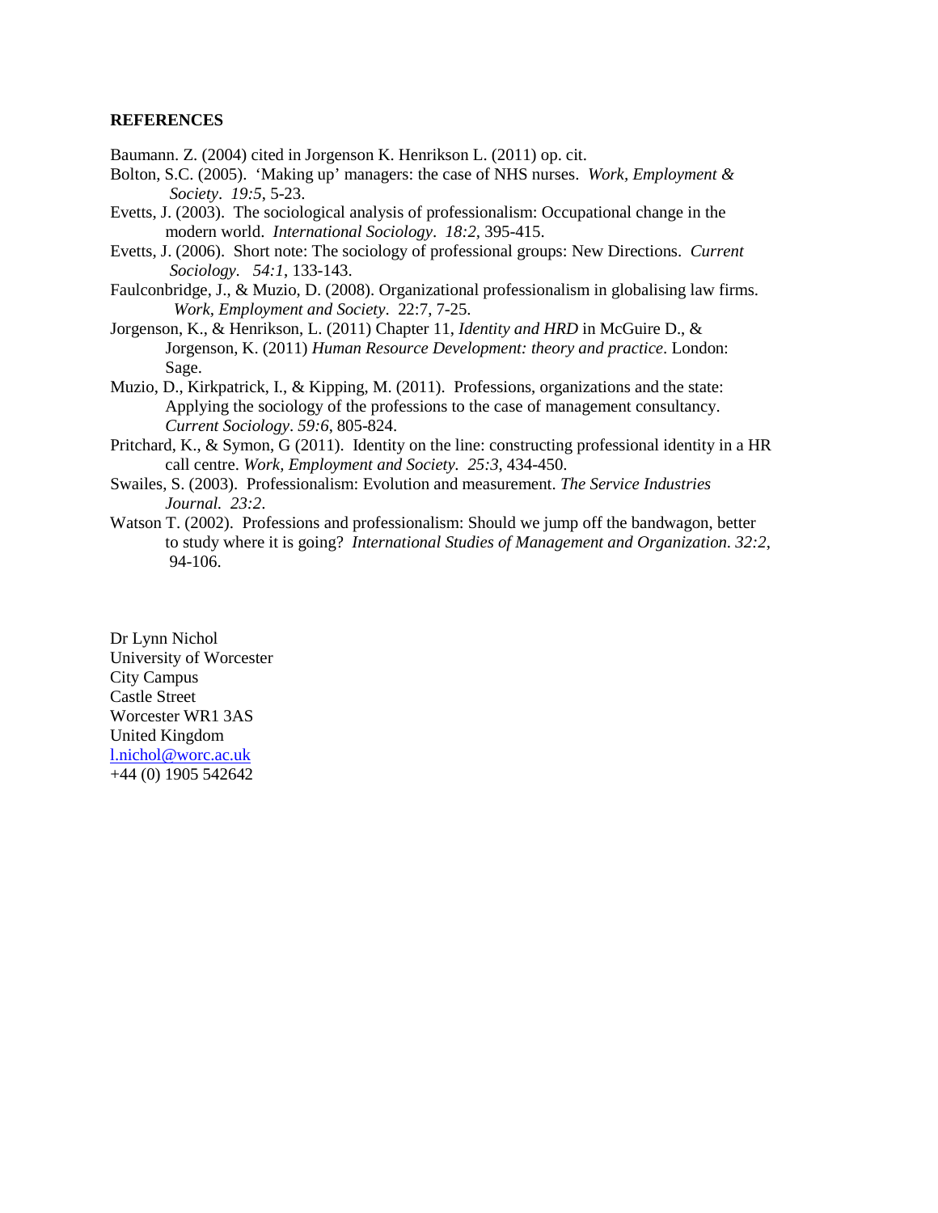**REFERENCES**

Baumann. Z. (2004) cited in Jorgenson K. Henrikson L. (2011) op. cit.

Bolton, S.C. (2005). 'Making up' managers: the case of NHS nurses. *Work, Employment & Society*. *19:5*, 5-23.

Evetts, J. (2003). The sociological analysis of professionalism: Occupational change in the modern world. *International Sociology*. *18:2*, 395-415.

Evetts, J. (2006). Short note: The sociology of professional groups: New Directions. *Current Sociology*. *54:1*, 133-143.

Faulconbridge, J., & Muzio, D. (2008). Organizational professionalism in globalising law firms. *Work, Employment and Society*. 22:7, 7-25.

Jorgenson, K., & Henrikson, L. (2011) Chapter 11, *Identity and HRD* in McGuire D., & Jorgenson, K. (2011) *Human Resource Development: theory and practice*. London: Sage.

Muzio, D., Kirkpatrick, I., & Kipping, M. (2011). Professions, organizations and the state: Applying the sociology of the professions to the case of management consultancy. *Current Sociology*. *59:6*, 805-824.

Pritchard, K., & Symon, G (2011). Identity on the line: constructing professional identity in a HR call centre. *Work, Employment and Society. 25:3*, 434-450.

Swailes, S. (2003). Professionalism: Evolution and measurement. *The Service Industries Journal. 23:2*.

Watson T. (2002). Professions and professionalism: Should we jump off the bandwagon, better to study where it is going? *International Studies of Management and Organization. 32:2*, 94-106.

Dr Lynn Nichol
University of Worcester
City Campus
Castle Street
Worcester WR1 3AS
United Kingdom
l.nichol@worc.ac.uk
+44 (0) 1905 542642